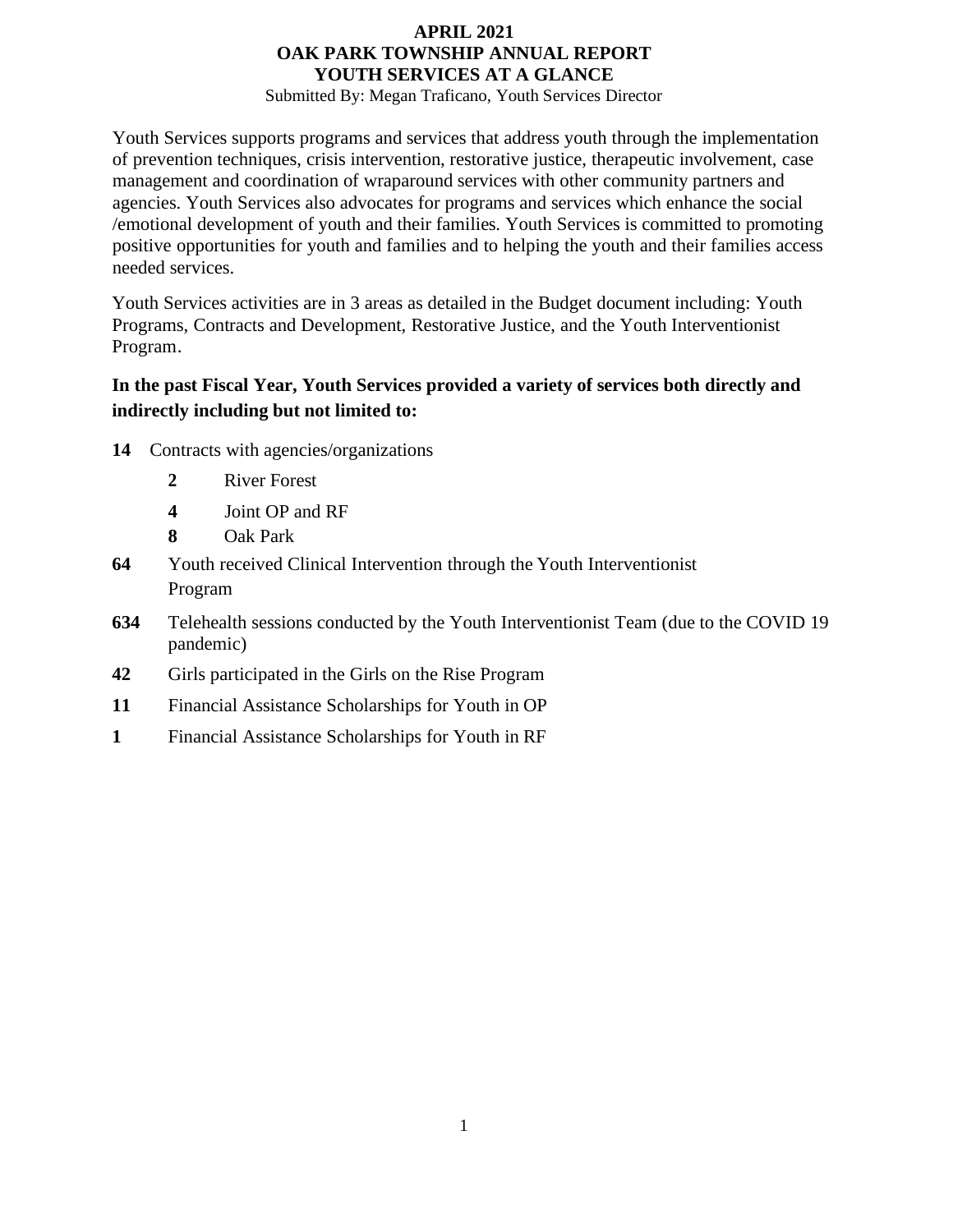# APRIL 2021
# OAK PARK TOWNSHIP ANNUAL REPORT
# YOUTH SERVICES AT A GLANCE

Submitted By: Megan Traficano, Youth Services Director

Youth Services supports programs and services that address youth through the implementation of prevention techniques, crisis intervention, restorative justice, therapeutic involvement, case management and coordination of wraparound services with other community partners and agencies. Youth Services also advocates for programs and services which enhance the social /emotional development of youth and their families. Youth Services is committed to promoting positive opportunities for youth and families and to helping the youth and their families access needed services.

Youth Services activities are in 3 areas as detailed in the Budget document including: Youth Programs, Contracts and Development, Restorative Justice, and the Youth Interventionist Program.

**In the past Fiscal Year, Youth Services provided a variety of services both directly and indirectly including but not limited to:**

- **14** Contracts with agencies/organizations
  - **2** River Forest
  - **4** Joint OP and RF
  - **8** Oak Park
- **64** Youth received Clinical Intervention through the Youth Interventionist Program
- **634** Telehealth sessions conducted by the Youth Interventionist Team (due to the COVID 19 pandemic)
- **42** Girls participated in the Girls on the Rise Program
- **11** Financial Assistance Scholarships for Youth in OP
- **1** Financial Assistance Scholarships for Youth in RF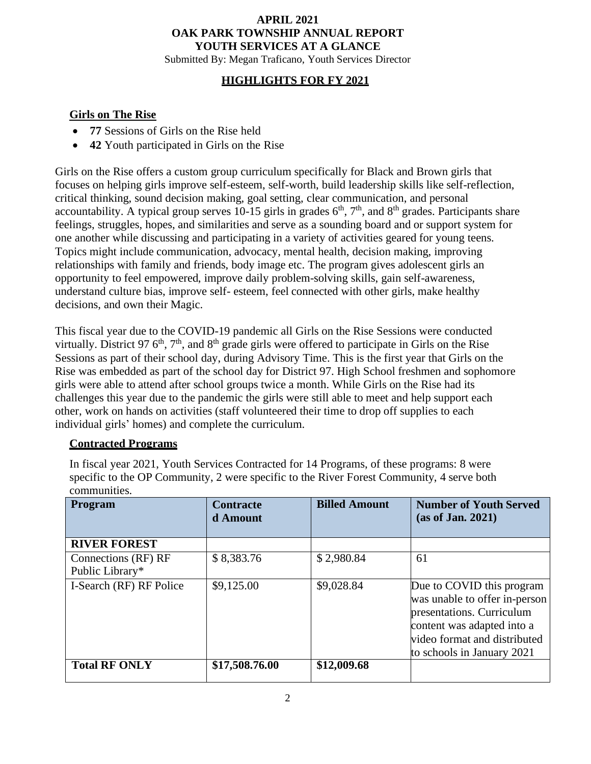**APRIL 2021**
**OAK PARK TOWNSHIP ANNUAL REPORT**
**YOUTH SERVICES AT A GLANCE**

Submitted By: Megan Traficano, Youth Services Director

## HIGHLIGHTS FOR FY 2021

### Girls on The Rise

- **77** Sessions of Girls on the Rise held
- **42** Youth participated in Girls on the Rise

Girls on the Rise offers a custom group curriculum specifically for Black and Brown girls that focuses on helping girls improve self-esteem, self-worth, build leadership skills like self-reflection, critical thinking, sound decision making, goal setting, clear communication, and personal accountability. A typical group serves 10-15 girls in grades 6th, 7th, and 8th grades. Participants share feelings, struggles, hopes, and similarities and serve as a sounding board and or support system for one another while discussing and participating in a variety of activities geared for young teens. Topics might include communication, advocacy, mental health, decision making, improving relationships with family and friends, body image etc. The program gives adolescent girls an opportunity to feel empowered, improve daily problem-solving skills, gain self-awareness, understand culture bias, improve self- esteem, feel connected with other girls, make healthy decisions, and own their Magic.

This fiscal year due to the COVID-19 pandemic all Girls on the Rise Sessions were conducted virtually. District 97 6th, 7th, and 8th grade girls were offered to participate in Girls on the Rise Sessions as part of their school day, during Advisory Time. This is the first year that Girls on the Rise was embedded as part of the school day for District 97. High School freshmen and sophomore girls were able to attend after school groups twice a month. While Girls on the Rise had its challenges this year due to the pandemic the girls were still able to meet and help support each other, work on hands on activities (staff volunteered their time to drop off supplies to each individual girls' homes) and complete the curriculum.

### Contracted Programs

In fiscal year 2021, Youth Services Contracted for 14 Programs, of these programs: 8 were specific to the OP Community, 2 were specific to the River Forest Community, 4 serve both communities.

| Program | Contracted Amount | Billed Amount | Number of Youth Served (as of Jan. 2021) |
|---|---|---|---|
| **RIVER FOREST** | | | |
| Connections (RF) RF Public Library* | $ 8,383.76 | $ 2,980.84 | 61 |
| I-Search (RF) RF Police | $9,125.00 | $9,028.84 | Due to COVID this program was unable to offer in-person presentations. Curriculum content was adapted into a video format and distributed to schools in January 2021 |
| **Total RF ONLY** | **$17,508.76.00** | **$12,009.68** | |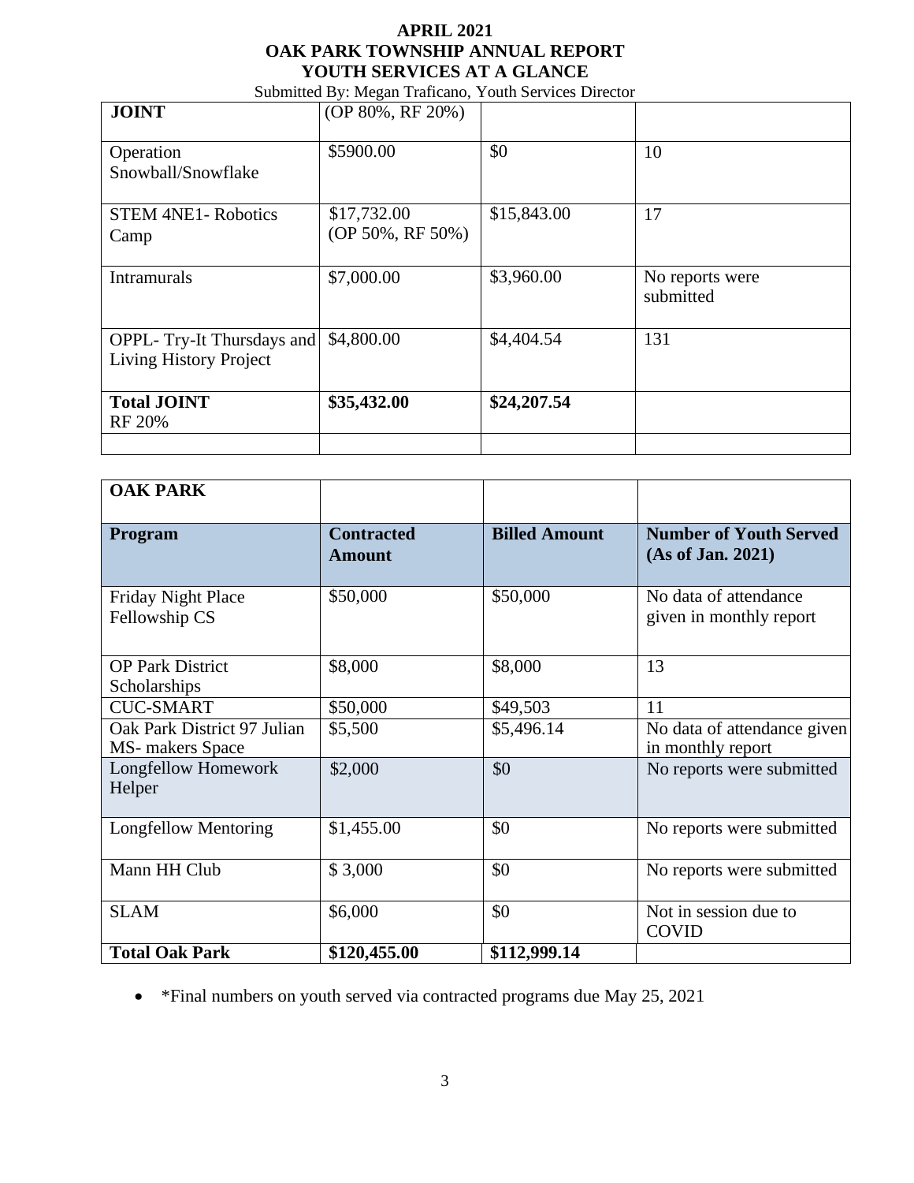**APRIL 2021**
**OAK PARK TOWNSHIP ANNUAL REPORT**
**YOUTH SERVICES AT A GLANCE**

Submitted By: Megan Traficano, Youth Services Director

| **JOINT** | (OP 80%, RF 20%) | | |
|---|---|---|---|
| Operation Snowball/Snowflake | $5900.00 | $0 | 10 |
| STEM 4NE1- Robotics Camp | $17,732.00 (OP 50%, RF 50%) | $15,843.00 | 17 |
| Intramurals | $7,000.00 | $3,960.00 | No reports were submitted |
| OPPL- Try-It Thursdays and Living History Project | $4,800.00 | $4,404.54 | 131 |
| **Total JOINT** RF 20% | **$35,432.00** | **$24,207.54** | |
| | | | |

| **OAK PARK** | | | |
|---|---|---|---|
| **Program** | **Contracted Amount** | **Billed Amount** | **Number of Youth Served (As of Jan. 2021)** |
| Friday Night Place Fellowship CS | $50,000 | $50,000 | No data of attendance given in monthly report |
| OP Park District Scholarships | $8,000 | $8,000 | 13 |
| CUC-SMART | $50,000 | $49,503 | 11 |
| Oak Park District 97 Julian MS- makers Space | $5,500 | $5,496.14 | No data of attendance given in monthly report |
| Longfellow Homework Helper | $2,000 | $0 | No reports were submitted |
| Longfellow Mentoring | $1,455.00 | $0 | No reports were submitted |
| Mann HH Club | $ 3,000 | $0 | No reports were submitted |
| SLAM | $6,000 | $0 | Not in session due to COVID |
| **Total Oak Park** | **$120,455.00** | **$112,999.14** | |

- *Final numbers on youth served via contracted programs due May 25, 2021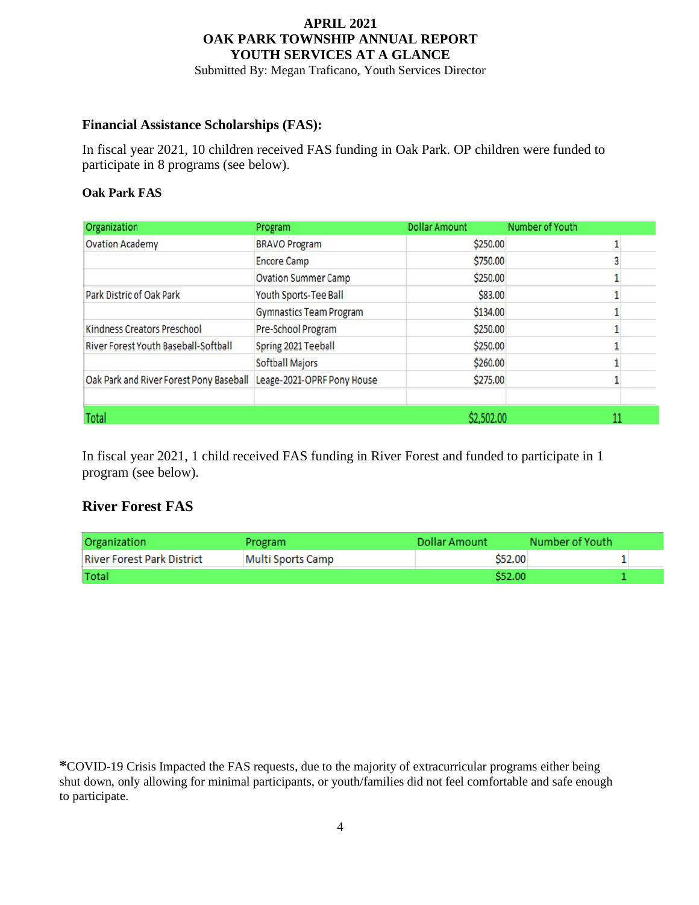# APRIL 2021
# OAK PARK TOWNSHIP ANNUAL REPORT
# YOUTH SERVICES AT A GLANCE

Submitted By: Megan Traficano, Youth Services Director

### Financial Assistance Scholarships (FAS):

In fiscal year 2021, 10 children received FAS funding in Oak Park. OP children were funded to participate in 8 programs (see below).

#### Oak Park FAS

| Organization | Program | Dollar Amount | Number of Youth |
|---|---|---|---|
| Ovation Academy | BRAVO Program | $250.00 | 1 |
| | Encore Camp | $750.00 | 3 |
| | Ovation Summer Camp | $250.00 | 1 |
| Park Distric of Oak Park | Youth Sports-Tee Ball | $83.00 | 1 |
| | Gymnastics Team Program | $134.00 | 1 |
| Kindness Creators Preschool | Pre-School Program | $250.00 | 1 |
| River Forest Youth Baseball-Softball | Spring 2021 Teeball | $250.00 | 1 |
| | Softball Majors | $260.00 | 1 |
| Oak Park and River Forest Pony Baseball | Leage-2021-OPRF Pony House | $275.00 | 1 |
| | | | |
| Total | | $2,502.00 | 11 |

In fiscal year 2021, 1 child received FAS funding in River Forest and funded to participate in 1 program (see below).

## River Forest FAS

| Organization | Program | Dollar Amount | Number of Youth |
|---|---|---|---|
| River Forest Park District | Multi Sports Camp | $52.00 | 1 |
| Total | | $52.00 | 1 |

*COVID-19 Crisis Impacted the FAS requests, due to the majority of extracurricular programs either being shut down, only allowing for minimal participants, or youth/families did not feel comfortable and safe enough to participate.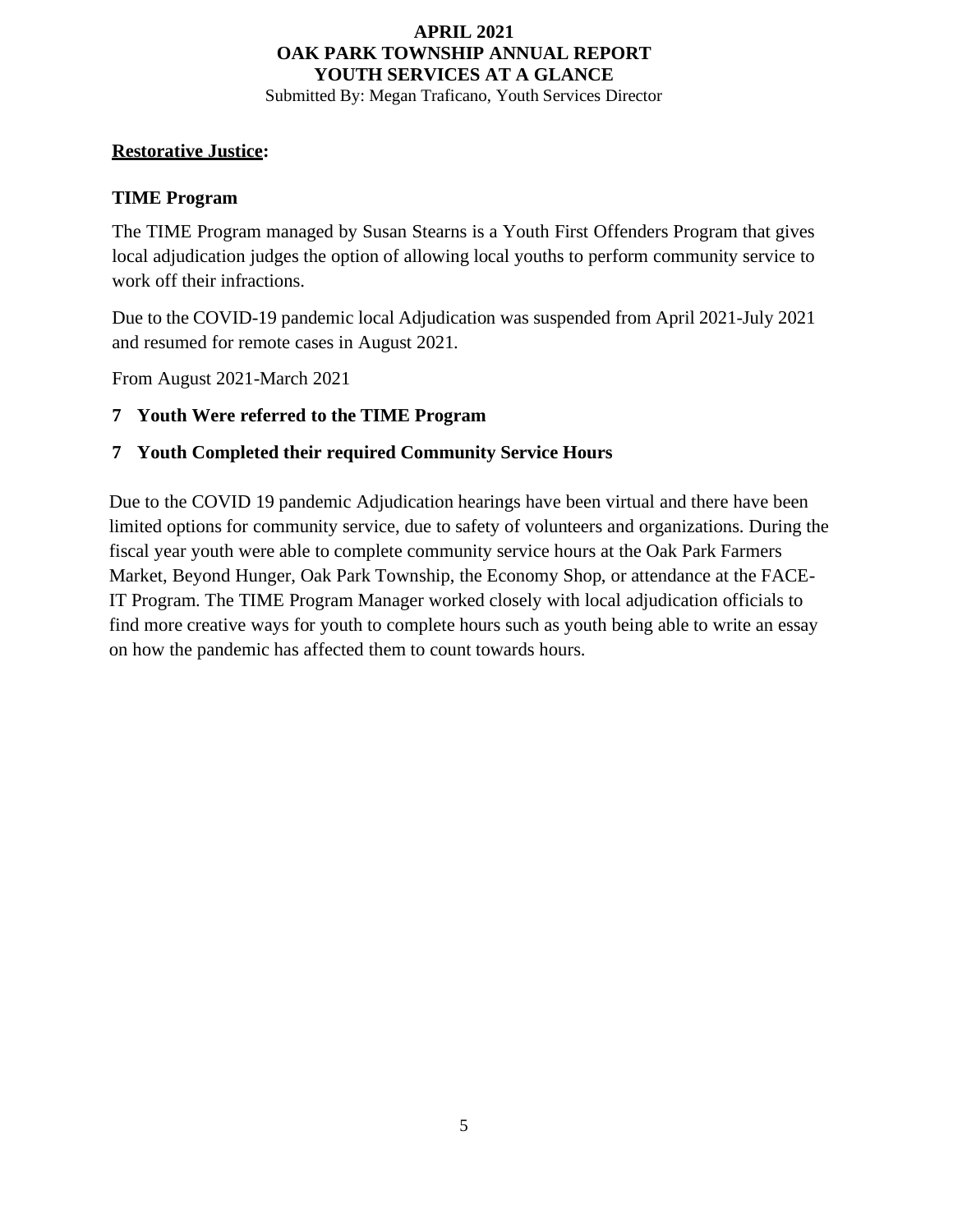**APRIL 2021**
**OAK PARK TOWNSHIP ANNUAL REPORT**
**YOUTH SERVICES AT A GLANCE**
Submitted By: Megan Traficano, Youth Services Director

## Restorative Justice:

### TIME Program

The TIME Program managed by Susan Stearns is a Youth First Offenders Program that gives local adjudication judges the option of allowing local youths to perform community service to work off their infractions.

Due to the COVID-19 pandemic local Adjudication was suspended from April 2021-July 2021 and resumed for remote cases in August 2021.

From August 2021-March 2021

**7 Youth Were referred to the TIME Program**

**7 Youth Completed their required Community Service Hours**

Due to the COVID 19 pandemic Adjudication hearings have been virtual and there have been limited options for community service, due to safety of volunteers and organizations. During the fiscal year youth were able to complete community service hours at the Oak Park Farmers Market, Beyond Hunger, Oak Park Township, the Economy Shop, or attendance at the FACE-IT Program. The TIME Program Manager worked closely with local adjudication officials to find more creative ways for youth to complete hours such as youth being able to write an essay on how the pandemic has affected them to count towards hours.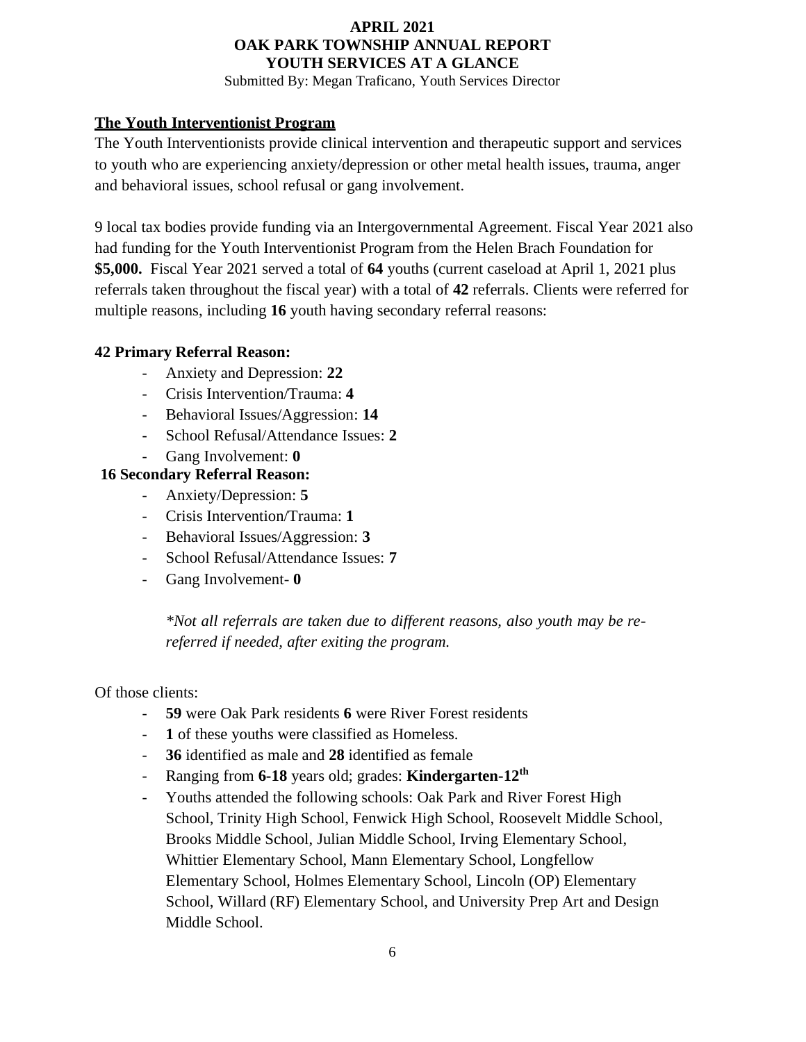**APRIL 2021**
**OAK PARK TOWNSHIP ANNUAL REPORT**
**YOUTH SERVICES AT A GLANCE**

Submitted By: Megan Traficano, Youth Services Director

## The Youth Interventionist Program

The Youth Interventionists provide clinical intervention and therapeutic support and services to youth who are experiencing anxiety/depression or other metal health issues, trauma, anger and behavioral issues, school refusal or gang involvement.

9 local tax bodies provide funding via an Intergovernmental Agreement. Fiscal Year 2021 also had funding for the Youth Interventionist Program from the Helen Brach Foundation for **$5,000.** Fiscal Year 2021 served a total of **64** youths (current caseload at April 1, 2021 plus referrals taken throughout the fiscal year) with a total of **42** referrals. Clients were referred for multiple reasons, including **16** youth having secondary referral reasons:

**42 Primary Referral Reason:**

- Anxiety and Depression: **22**
- Crisis Intervention/Trauma: **4**
- Behavioral Issues/Aggression: **14**
- School Refusal/Attendance Issues: **2**
- Gang Involvement: **0**

**16 Secondary Referral Reason:**

- Anxiety/Depression: **5**
- Crisis Intervention/Trauma: **1**
- Behavioral Issues/Aggression: **3**
- School Refusal/Attendance Issues: **7**
- Gang Involvement- **0**

*\*Not all referrals are taken due to different reasons, also youth may be re-referred if needed, after exiting the program.*

Of those clients:

- **59** were Oak Park residents **6** were River Forest residents
- **1** of these youths were classified as Homeless.
- **36** identified as male and **28** identified as female
- Ranging from **6-18** years old; grades: **Kindergarten-12th**
- Youths attended the following schools: Oak Park and River Forest High School, Trinity High School, Fenwick High School, Roosevelt Middle School, Brooks Middle School, Julian Middle School, Irving Elementary School, Whittier Elementary School, Mann Elementary School, Longfellow Elementary School, Holmes Elementary School, Lincoln (OP) Elementary School, Willard (RF) Elementary School, and University Prep Art and Design Middle School.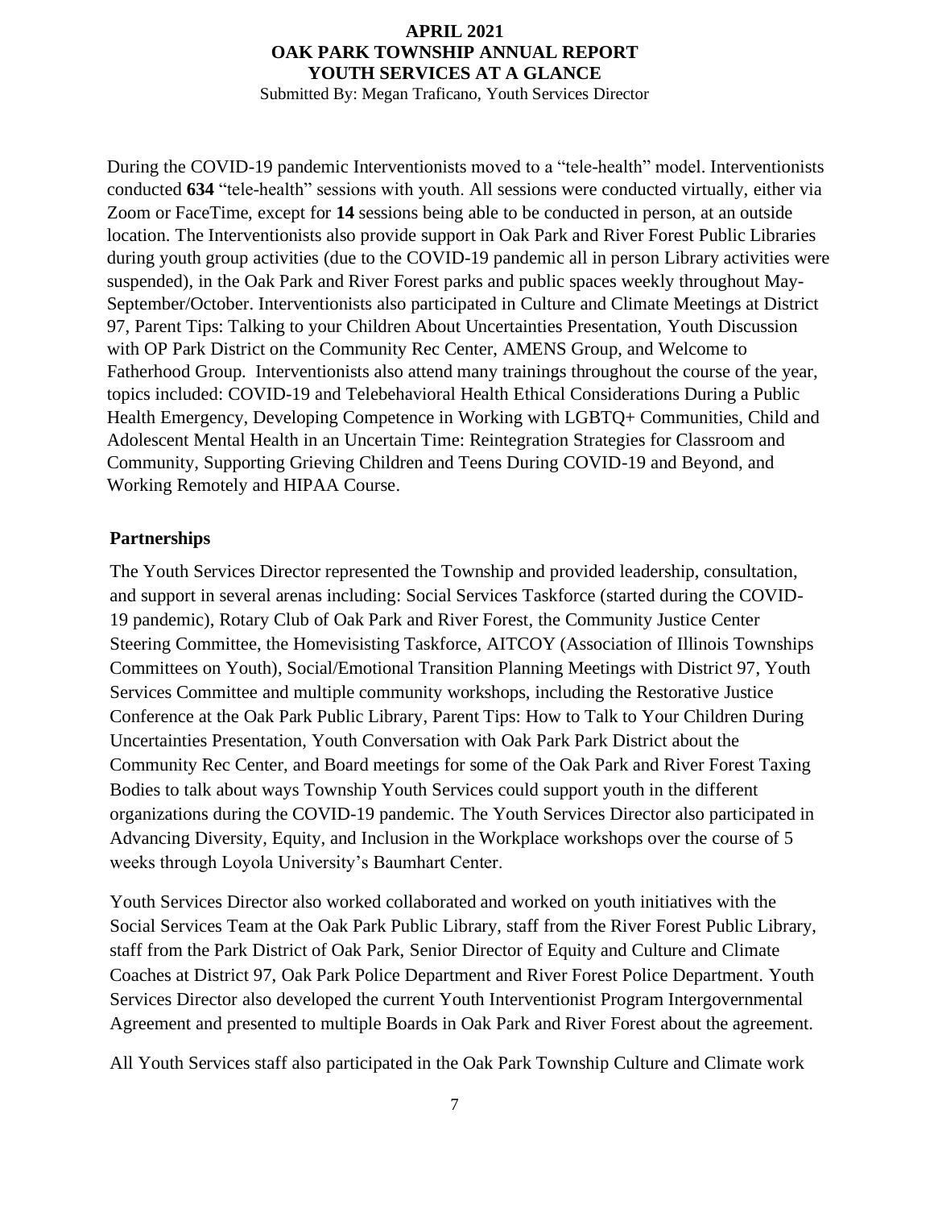During the COVID-19 pandemic Interventionists moved to a "tele-health" model. Interventionists conducted **634** "tele-health" sessions with youth. All sessions were conducted virtually, either via Zoom or FaceTime, except for **14** sessions being able to be conducted in person, at an outside location. The Interventionists also provide support in Oak Park and River Forest Public Libraries during youth group activities (due to the COVID-19 pandemic all in person Library activities were suspended), in the Oak Park and River Forest parks and public spaces weekly throughout May-September/October. Interventionists also participated in Culture and Climate Meetings at District 97, Parent Tips: Talking to your Children About Uncertainties Presentation, Youth Discussion with OP Park District on the Community Rec Center, AMENS Group, and Welcome to Fatherhood Group. Interventionists also attend many trainings throughout the course of the year, topics included: COVID-19 and Telebehavioral Health Ethical Considerations During a Public Health Emergency, Developing Competence in Working with LGBTQ+ Communities, Child and Adolescent Mental Health in an Uncertain Time: Reintegration Strategies for Classroom and Community, Supporting Grieving Children and Teens During COVID-19 and Beyond, and Working Remotely and HIPAA Course.

## Partnerships

The Youth Services Director represented the Township and provided leadership, consultation, and support in several arenas including: Social Services Taskforce (started during the COVID-19 pandemic), Rotary Club of Oak Park and River Forest, the Community Justice Center Steering Committee, the Homevisisting Taskforce, AITCOY (Association of Illinois Townships Committees on Youth), Social/Emotional Transition Planning Meetings with District 97, Youth Services Committee and multiple community workshops, including the Restorative Justice Conference at the Oak Park Public Library, Parent Tips: How to Talk to Your Children During Uncertainties Presentation, Youth Conversation with Oak Park Park District about the Community Rec Center, and Board meetings for some of the Oak Park and River Forest Taxing Bodies to talk about ways Township Youth Services could support youth in the different organizations during the COVID-19 pandemic. The Youth Services Director also participated in Advancing Diversity, Equity, and Inclusion in the Workplace workshops over the course of 5 weeks through Loyola University's Baumhart Center.

Youth Services Director also worked collaborated and worked on youth initiatives with the Social Services Team at the Oak Park Public Library, staff from the River Forest Public Library, staff from the Park District of Oak Park, Senior Director of Equity and Culture and Climate Coaches at District 97, Oak Park Police Department and River Forest Police Department. Youth Services Director also developed the current Youth Interventionist Program Intergovernmental Agreement and presented to multiple Boards in Oak Park and River Forest about the agreement.

All Youth Services staff also participated in the Oak Park Township Culture and Climate work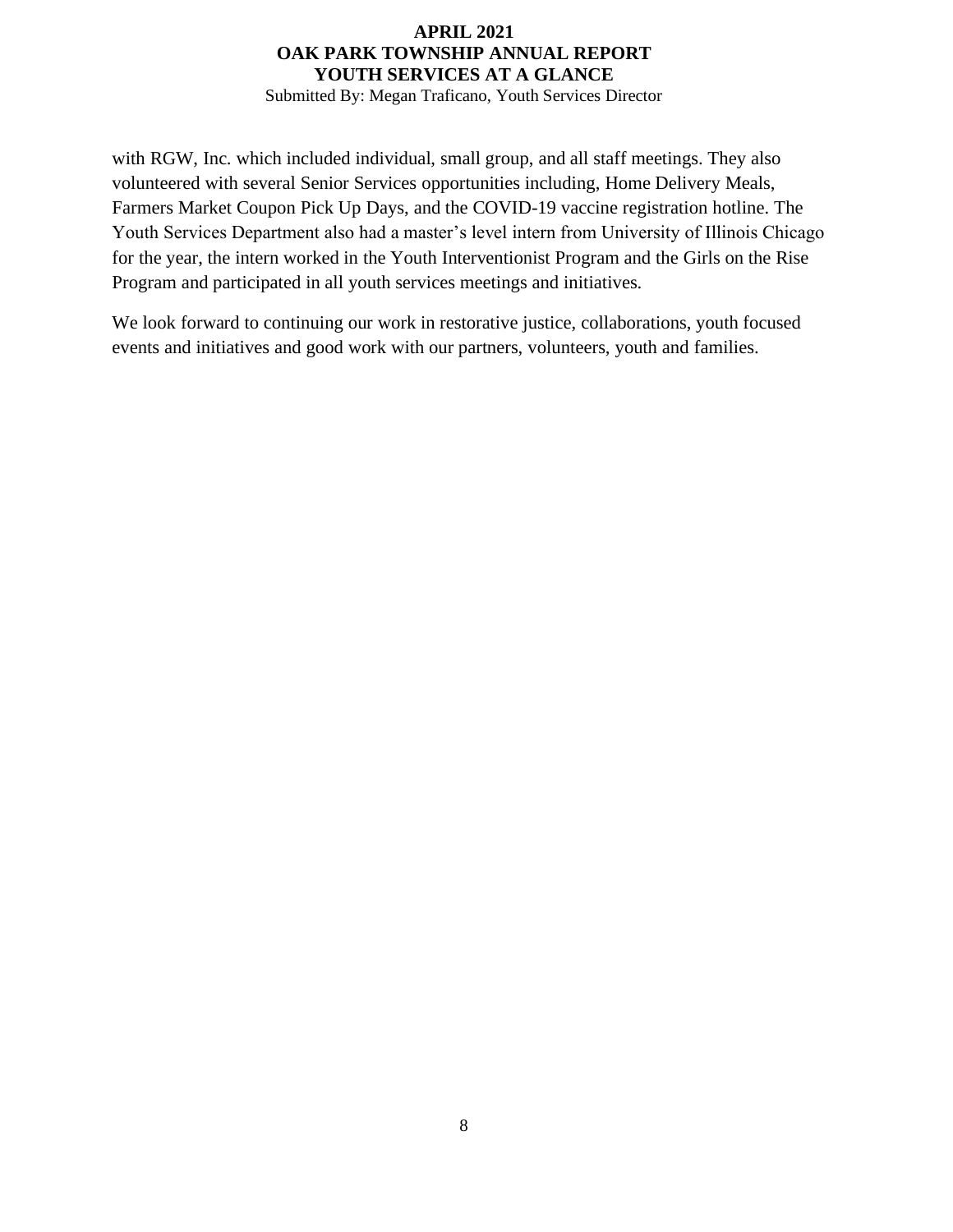with RGW, Inc. which included individual, small group, and all staff meetings. They also volunteered with several Senior Services opportunities including, Home Delivery Meals, Farmers Market Coupon Pick Up Days, and the COVID-19 vaccine registration hotline. The Youth Services Department also had a master's level intern from University of Illinois Chicago for the year, the intern worked in the Youth Interventionist Program and the Girls on the Rise Program and participated in all youth services meetings and initiatives.

We look forward to continuing our work in restorative justice, collaborations, youth focused events and initiatives and good work with our partners, volunteers, youth and families.